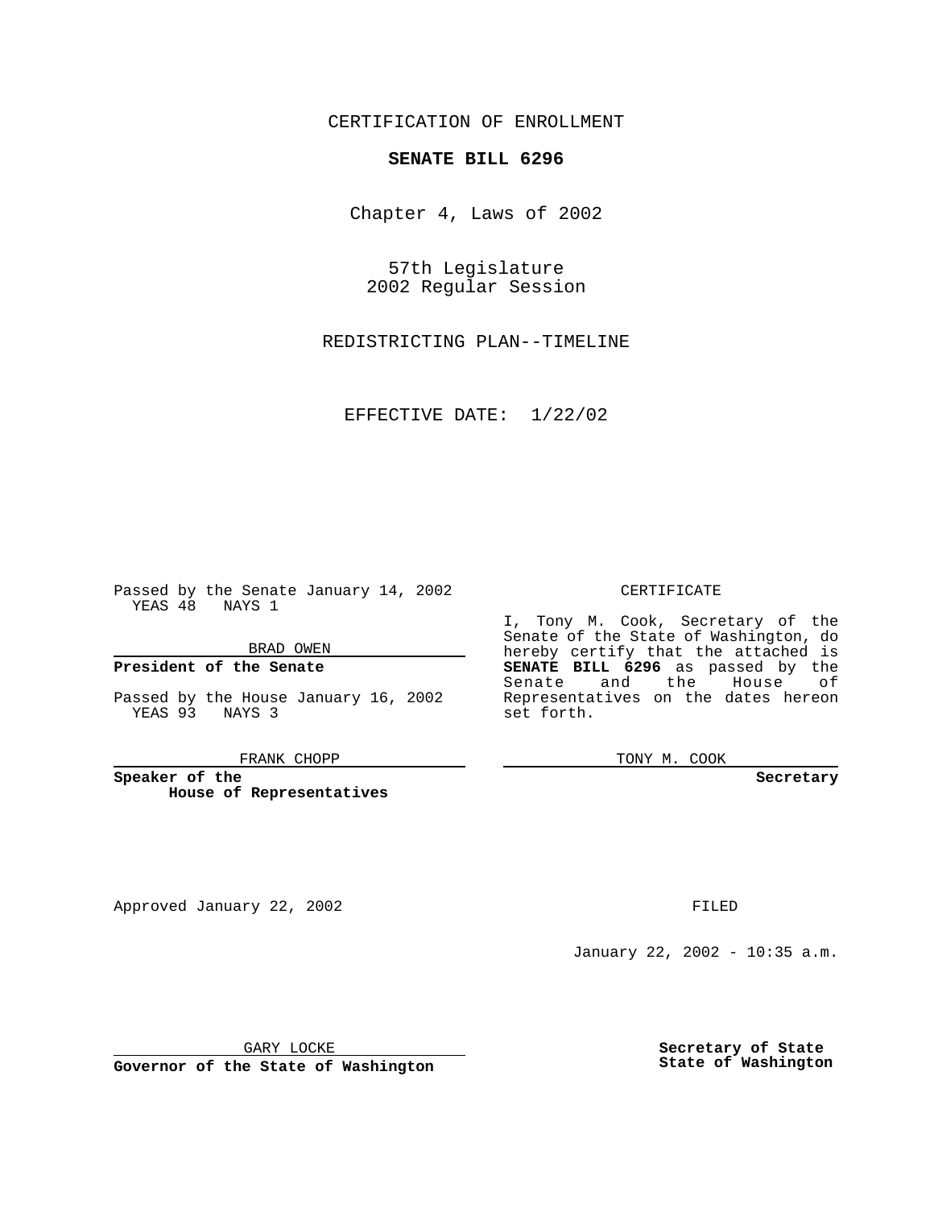CERTIFICATION OF ENROLLMENT

# SENATE BILL 6296

Chapter 4, Laws of 2002

57th Legislature
2002 Regular Session

REDISTRICTING PLAN--TIMELINE

EFFECTIVE DATE: 1/22/02

Passed by the Senate January 14, 2002
YEAS 48 NAYS 1

BRAD OWEN

**President of the Senate**

Passed by the House January 16, 2002
YEAS 93 NAYS 3

FRANK CHOPP

**Speaker of the House of Representatives**

CERTIFICATE

I, Tony M. Cook, Secretary of the Senate of the State of Washington, do hereby certify that the attached is **SENATE BILL 6296** as passed by the Senate and the House of Representatives on the dates hereon set forth.

TONY M. COOK

**Secretary**

Approved January 22, 2002

FILED

January 22, 2002 - 10:35 a.m.

GARY LOCKE

**Governor of the State of Washington**

**Secretary of State State of Washington**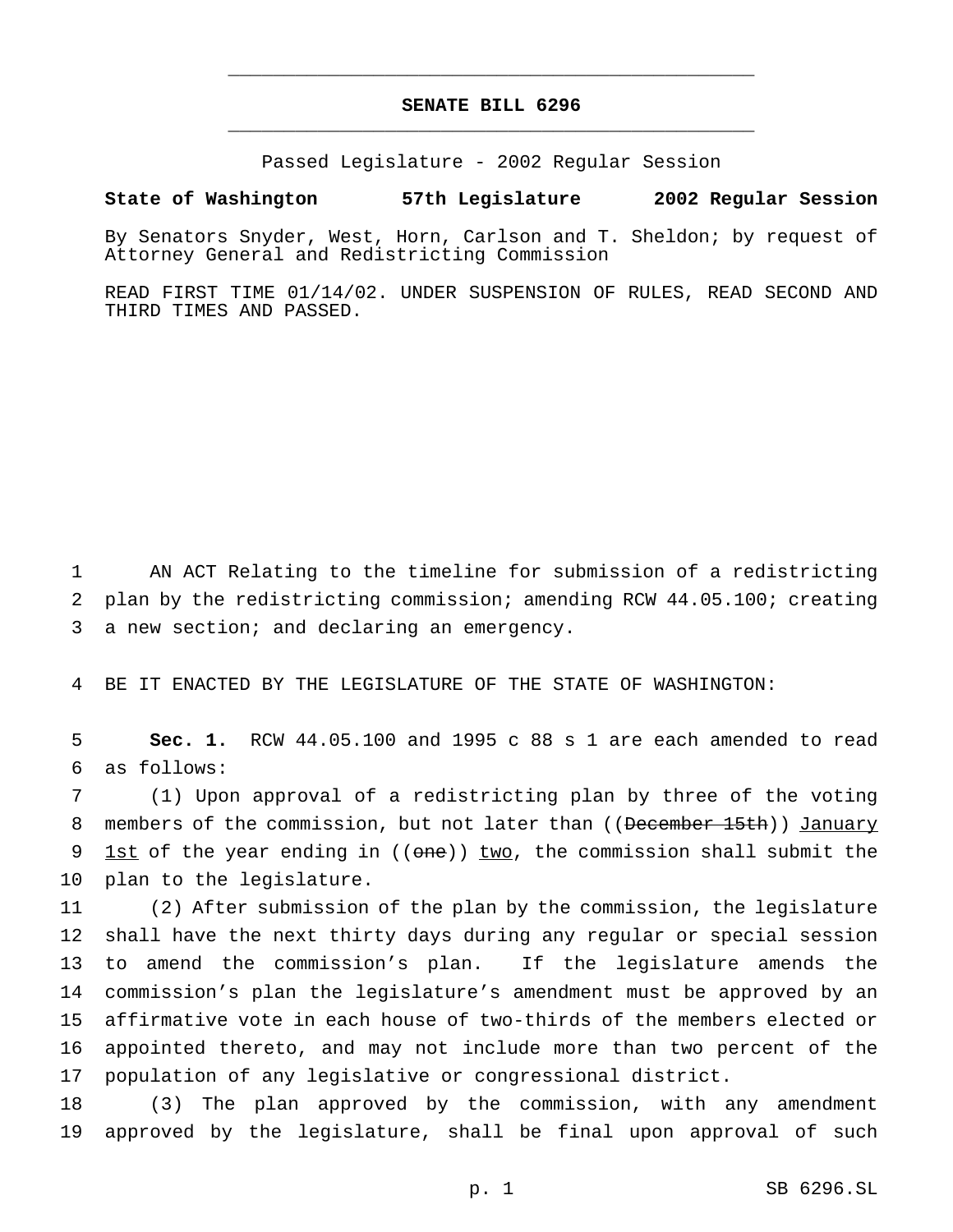# SENATE BILL 6296

Passed Legislature - 2002 Regular Session

**State of Washington 57th Legislature 2002 Regular Session**

By Senators Snyder, West, Horn, Carlson and T. Sheldon; by request of Attorney General and Redistricting Commission

READ FIRST TIME 01/14/02. UNDER SUSPENSION OF RULES, READ SECOND AND THIRD TIMES AND PASSED.

AN ACT Relating to the timeline for submission of a redistricting plan by the redistricting commission; amending RCW 44.05.100; creating a new section; and declaring an emergency.

BE IT ENACTED BY THE LEGISLATURE OF THE STATE OF WASHINGTON:

**Sec. 1.** RCW 44.05.100 and 1995 c 88 s 1 are each amended to read as follows:

(1) Upon approval of a redistricting plan by three of the voting members of the commission, but not later than ((~~December 15th~~)) <u>January 1st</u> of the year ending in ((~~one~~)) <u>two</u>, the commission shall submit the plan to the legislature.

(2) After submission of the plan by the commission, the legislature shall have the next thirty days during any regular or special session to amend the commission's plan. If the legislature amends the commission's plan the legislature's amendment must be approved by an affirmative vote in each house of two-thirds of the members elected or appointed thereto, and may not include more than two percent of the population of any legislative or congressional district.

(3) The plan approved by the commission, with any amendment approved by the legislature, shall be final upon approval of such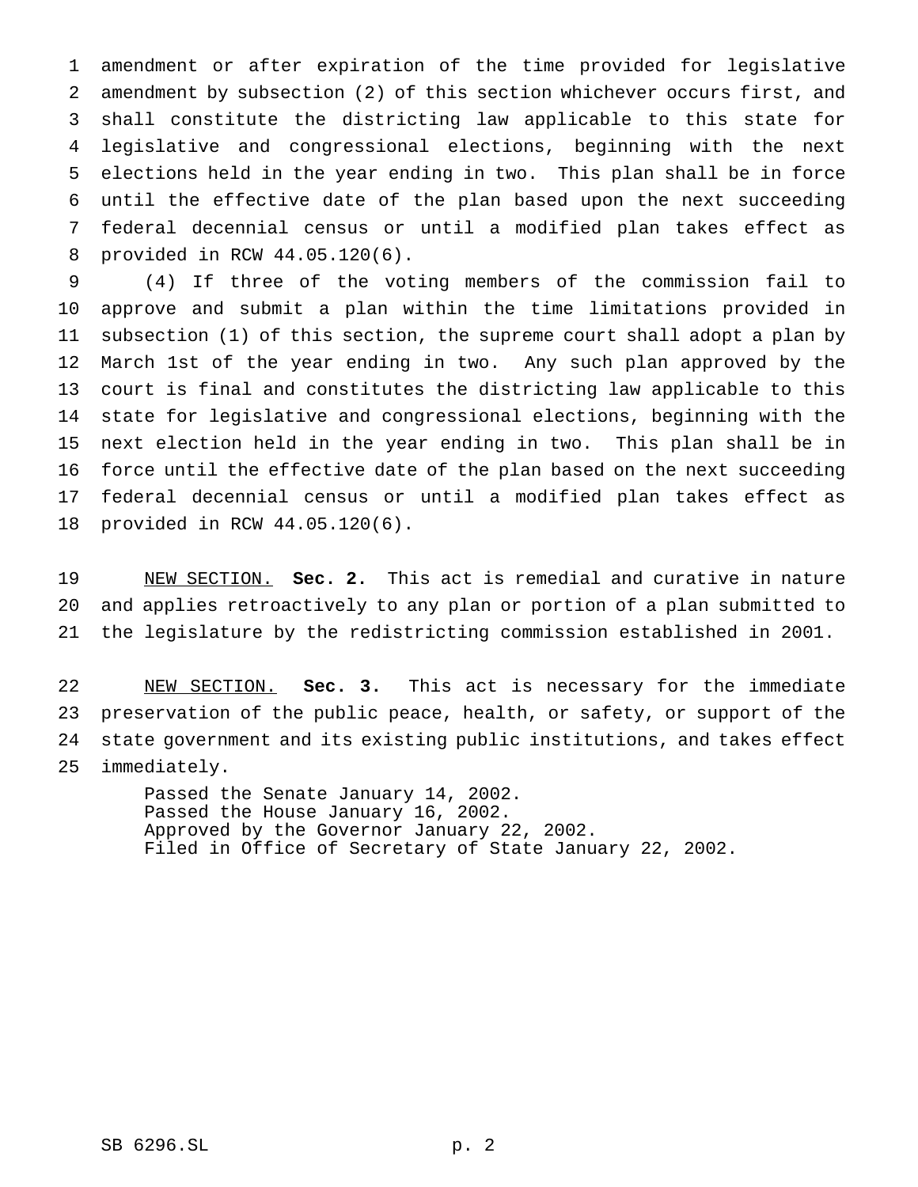amendment or after expiration of the time provided for legislative amendment by subsection (2) of this section whichever occurs first, and shall constitute the districting law applicable to this state for legislative and congressional elections, beginning with the next elections held in the year ending in two. This plan shall be in force until the effective date of the plan based upon the next succeeding federal decennial census or until a modified plan takes effect as provided in RCW 44.05.120(6).

(4) If three of the voting members of the commission fail to approve and submit a plan within the time limitations provided in subsection (1) of this section, the supreme court shall adopt a plan by March 1st of the year ending in two. Any such plan approved by the court is final and constitutes the districting law applicable to this state for legislative and congressional elections, beginning with the next election held in the year ending in two. This plan shall be in force until the effective date of the plan based on the next succeeding federal decennial census or until a modified plan takes effect as provided in RCW 44.05.120(6).

NEW SECTION. **Sec. 2.** This act is remedial and curative in nature and applies retroactively to any plan or portion of a plan submitted to the legislature by the redistricting commission established in 2001.

NEW SECTION. **Sec. 3.** This act is necessary for the immediate preservation of the public peace, health, or safety, or support of the state government and its existing public institutions, and takes effect immediately.

Passed the Senate January 14, 2002.
Passed the House January 16, 2002.
Approved by the Governor January 22, 2002.
Filed in Office of Secretary of State January 22, 2002.